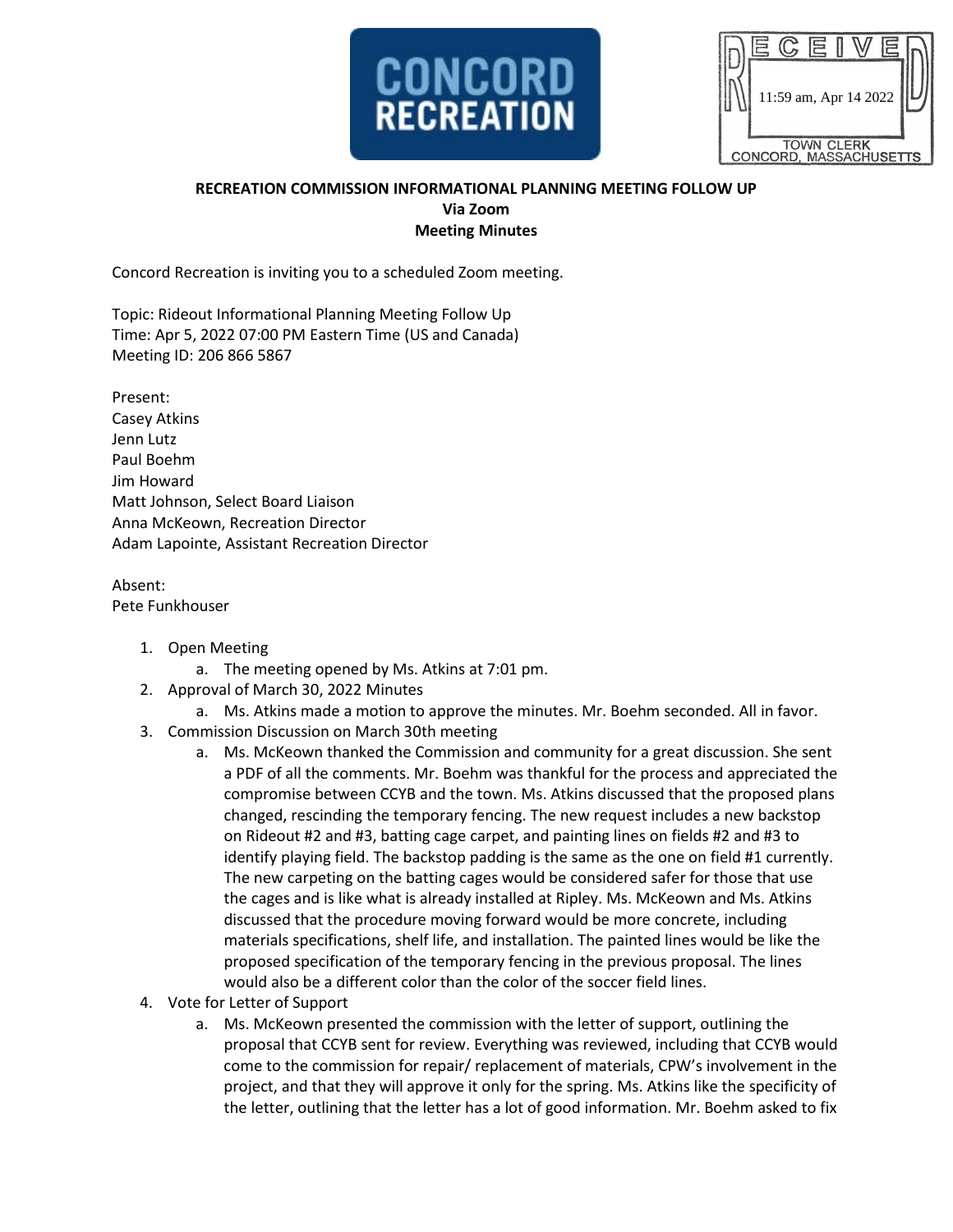CONCORD RECREATION

RECEIVED
11:59 am, Apr 14 2022
TOWN CLERK
CONCORD, MASSACHUSETTS

**RECREATION COMMISSION INFORMATIONAL PLANNING MEETING FOLLOW UP**
**Via Zoom**
**Meeting Minutes**

Concord Recreation is inviting you to a scheduled Zoom meeting.

Topic: Rideout Informational Planning Meeting Follow Up
Time: Apr 5, 2022 07:00 PM Eastern Time (US and Canada)
Meeting ID: 206 866 5867

Present:
Casey Atkins
Jenn Lutz
Paul Boehm
Jim Howard
Matt Johnson, Select Board Liaison
Anna McKeown, Recreation Director
Adam Lapointe, Assistant Recreation Director

Absent:
Pete Funkhouser

1. Open Meeting
   a. The meeting opened by Ms. Atkins at 7:01 pm.
2. Approval of March 30, 2022 Minutes
   a. Ms. Atkins made a motion to approve the minutes. Mr. Boehm seconded. All in favor.
3. Commission Discussion on March 30th meeting
   a. Ms. McKeown thanked the Commission and community for a great discussion. She sent a PDF of all the comments. Mr. Boehm was thankful for the process and appreciated the compromise between CCYB and the town. Ms. Atkins discussed that the proposed plans changed, rescinding the temporary fencing. The new request includes a new backstop on Rideout #2 and #3, batting cage carpet, and painting lines on fields #2 and #3 to identify playing field. The backstop padding is the same as the one on field #1 currently. The new carpeting on the batting cages would be considered safer for those that use the cages and is like what is already installed at Ripley. Ms. McKeown and Ms. Atkins discussed that the procedure moving forward would be more concrete, including materials specifications, shelf life, and installation. The painted lines would be like the proposed specification of the temporary fencing in the previous proposal. The lines would also be a different color than the color of the soccer field lines.
4. Vote for Letter of Support
   a. Ms. McKeown presented the commission with the letter of support, outlining the proposal that CCYB sent for review. Everything was reviewed, including that CCYB would come to the commission for repair/ replacement of materials, CPW's involvement in the project, and that they will approve it only for the spring. Ms. Atkins like the specificity of the letter, outlining that the letter has a lot of good information. Mr. Boehm asked to fix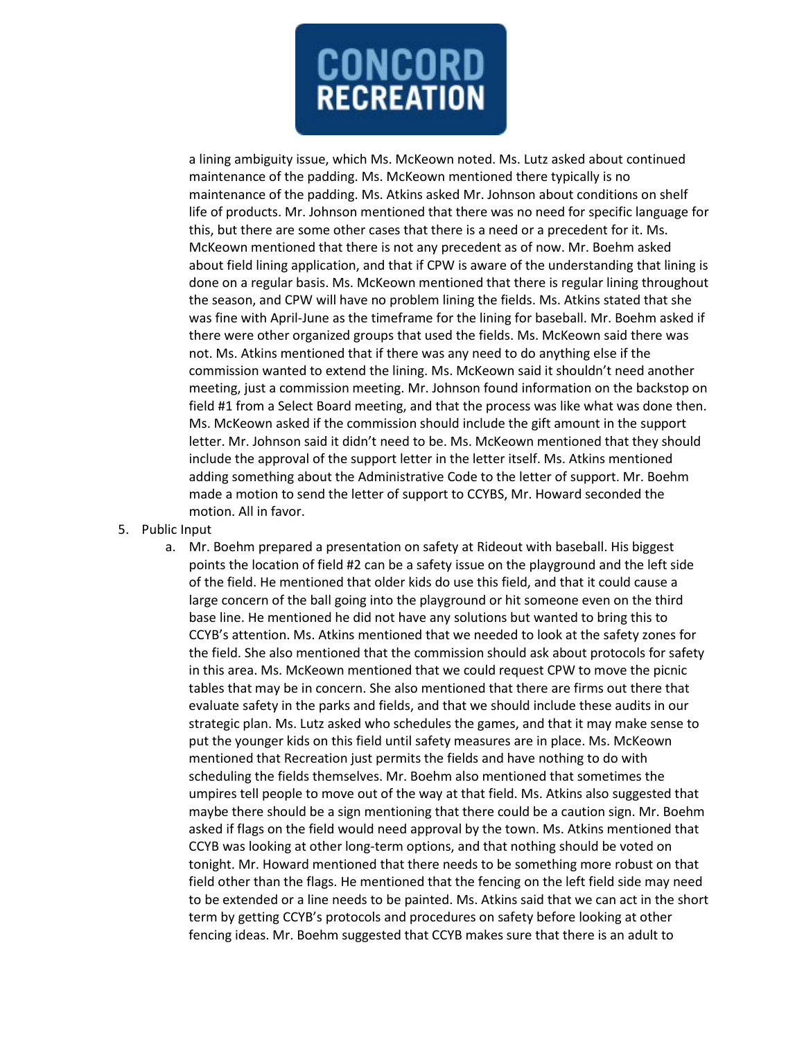a lining ambiguity issue, which Ms. McKeown noted. Ms. Lutz asked about continued maintenance of the padding. Ms. McKeown mentioned there typically is no maintenance of the padding. Ms. Atkins asked Mr. Johnson about conditions on shelf life of products. Mr. Johnson mentioned that there was no need for specific language for this, but there are some other cases that there is a need or a precedent for it. Ms. McKeown mentioned that there is not any precedent as of now. Mr. Boehm asked about field lining application, and that if CPW is aware of the understanding that lining is done on a regular basis. Ms. McKeown mentioned that there is regular lining throughout the season, and CPW will have no problem lining the fields. Ms. Atkins stated that she was fine with April-June as the timeframe for the lining for baseball. Mr. Boehm asked if there were other organized groups that used the fields. Ms. McKeown said there was not. Ms. Atkins mentioned that if there was any need to do anything else if the commission wanted to extend the lining. Ms. McKeown said it shouldn't need another meeting, just a commission meeting. Mr. Johnson found information on the backstop on field #1 from a Select Board meeting, and that the process was like what was done then. Ms. McKeown asked if the commission should include the gift amount in the support letter. Mr. Johnson said it didn't need to be. Ms. McKeown mentioned that they should include the approval of the support letter in the letter itself. Ms. Atkins mentioned adding something about the Administrative Code to the letter of support. Mr. Boehm made a motion to send the letter of support to CCYBS, Mr. Howard seconded the motion. All in favor.

5. Public Input
   a. Mr. Boehm prepared a presentation on safety at Rideout with baseball. His biggest points the location of field #2 can be a safety issue on the playground and the left side of the field. He mentioned that older kids do use this field, and that it could cause a large concern of the ball going into the playground or hit someone even on the third base line. He mentioned he did not have any solutions but wanted to bring this to CCYB's attention. Ms. Atkins mentioned that we needed to look at the safety zones for the field. She also mentioned that the commission should ask about protocols for safety in this area. Ms. McKeown mentioned that we could request CPW to move the picnic tables that may be in concern. She also mentioned that there are firms out there that evaluate safety in the parks and fields, and that we should include these audits in our strategic plan. Ms. Lutz asked who schedules the games, and that it may make sense to put the younger kids on this field until safety measures are in place. Ms. McKeown mentioned that Recreation just permits the fields and have nothing to do with scheduling the fields themselves. Mr. Boehm also mentioned that sometimes the umpires tell people to move out of the way at that field. Ms. Atkins also suggested that maybe there should be a sign mentioning that there could be a caution sign. Mr. Boehm asked if flags on the field would need approval by the town. Ms. Atkins mentioned that CCYB was looking at other long-term options, and that nothing should be voted on tonight. Mr. Howard mentioned that there needs to be something more robust on that field other than the flags. He mentioned that the fencing on the left field side may need to be extended or a line needs to be painted. Ms. Atkins said that we can act in the short term by getting CCYB's protocols and procedures on safety before looking at other fencing ideas. Mr. Boehm suggested that CCYB makes sure that there is an adult to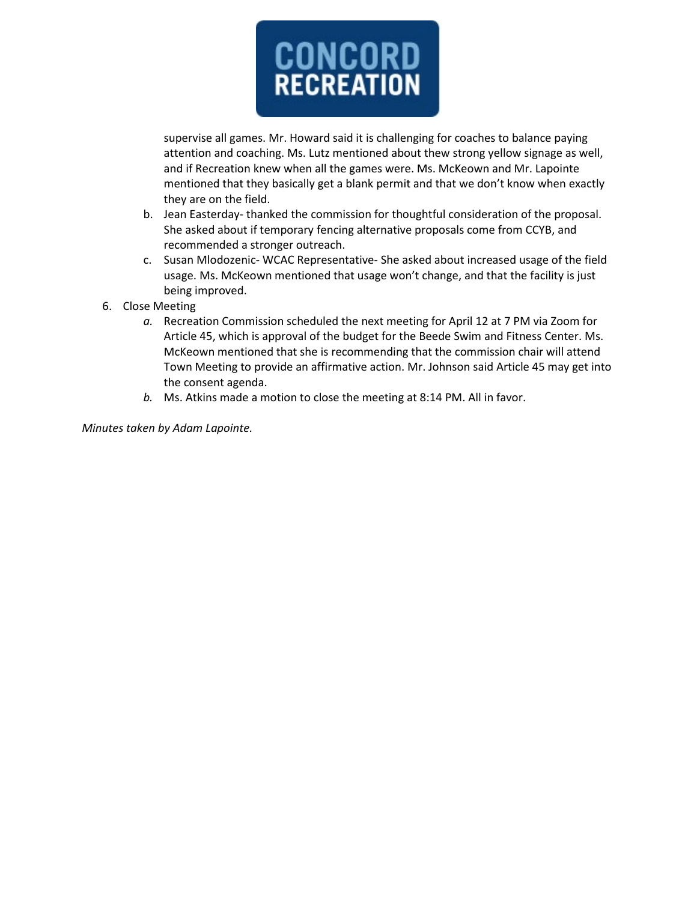supervise all games. Mr. Howard said it is challenging for coaches to balance paying attention and coaching. Ms. Lutz mentioned about thew strong yellow signage as well, and if Recreation knew when all the games were. Ms. McKeown and Mr. Lapointe mentioned that they basically get a blank permit and that we don't know when exactly they are on the field.

b. Jean Easterday- thanked the commission for thoughtful consideration of the proposal. She asked about if temporary fencing alternative proposals come from CCYB, and recommended a stronger outreach.

c. Susan Mlodozenic- WCAC Representative- She asked about increased usage of the field usage. Ms. McKeown mentioned that usage won't change, and that the facility is just being improved.

6. Close Meeting

   *a.* Recreation Commission scheduled the next meeting for April 12 at 7 PM via Zoom for Article 45, which is approval of the budget for the Beede Swim and Fitness Center. Ms. McKeown mentioned that she is recommending that the commission chair will attend Town Meeting to provide an affirmative action. Mr. Johnson said Article 45 may get into the consent agenda.

   *b.* Ms. Atkins made a motion to close the meeting at 8:14 PM. All in favor.

*Minutes taken by Adam Lapointe.*